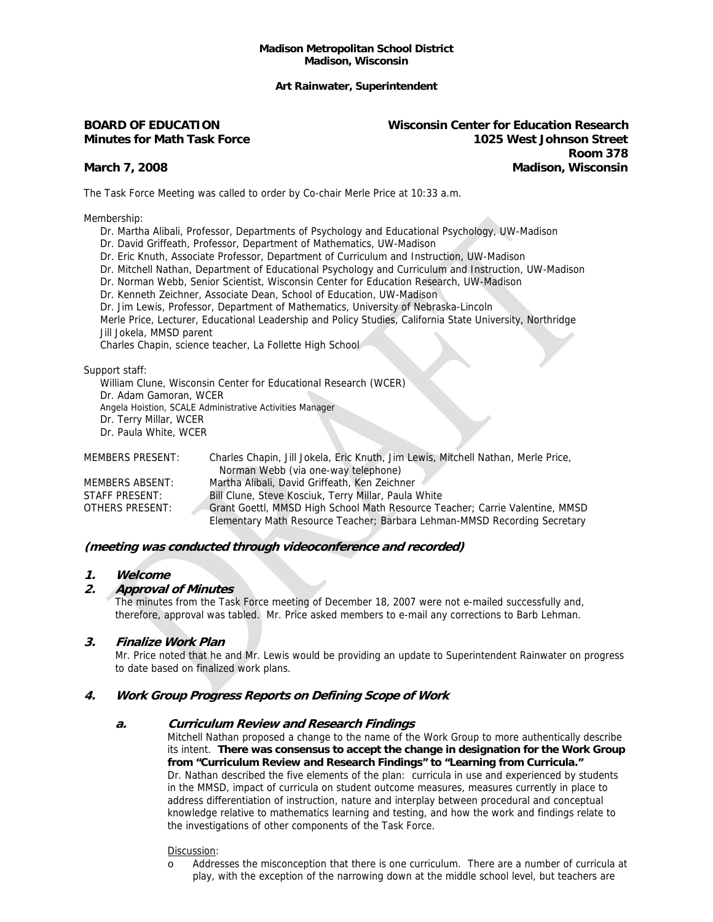**Madison Metropolitan School District**
**Madison, Wisconsin**

**Art Rainwater, Superintendent**

**BOARD OF EDUCATION**
**Minutes for Math Task Force**

**March 7, 2008**

**Wisconsin Center for Education Research**
**1025 West Johnson Street**
**Room 378**
**Madison, Wisconsin**

The Task Force Meeting was called to order by Co-chair Merle Price at 10:33 a.m.

Membership:

Dr. Martha Alibali, Professor, Departments of Psychology and Educational Psychology, UW-Madison
Dr. David Griffeath, Professor, Department of Mathematics, UW-Madison
Dr. Eric Knuth, Associate Professor, Department of Curriculum and Instruction, UW-Madison
Dr. Mitchell Nathan, Department of Educational Psychology and Curriculum and Instruction, UW-Madison
Dr. Norman Webb, Senior Scientist, Wisconsin Center for Education Research, UW-Madison
Dr. Kenneth Zeichner, Associate Dean, School of Education, UW-Madison
Dr. Jim Lewis, Professor, Department of Mathematics, University of Nebraska-Lincoln
Merle Price, Lecturer, Educational Leadership and Policy Studies, California State University, Northridge
Jill Jokela, MMSD parent
Charles Chapin, science teacher, La Follette High School

Support staff:

William Clune, Wisconsin Center for Educational Research (WCER)
Dr. Adam Gamoran, WCER
Angela Hoistion, SCALE Administrative Activities Manager
Dr. Terry Millar, WCER
Dr. Paula White, WCER

| | |
|---|---|
| MEMBERS PRESENT: | Charles Chapin, Jill Jokela, Eric Knuth, Jim Lewis, Mitchell Nathan, Merle Price, Norman Webb (via one-way telephone) |
| MEMBERS ABSENT: | Martha Alibali, David Griffeath, Ken Zeichner |
| STAFF PRESENT: | Bill Clune, Steve Kosciuk, Terry Millar, Paula White |
| OTHERS PRESENT: | Grant Goettl, MMSD High School Math Resource Teacher; Carrie Valentine, MMSD Elementary Math Resource Teacher; Barbara Lehman-MMSD Recording Secretary |

***(meeting was conducted through videoconference and recorded)***

## 1. *Welcome*

## 2. *Approval of Minutes*

The minutes from the Task Force meeting of December 18, 2007 were not e-mailed successfully and, therefore, approval was tabled. Mr. Price asked members to e-mail any corrections to Barb Lehman.

## 3. *Finalize Work Plan*

Mr. Price noted that he and Mr. Lewis would be providing an update to Superintendent Rainwater on progress to date based on finalized work plans.

## 4. *Work Group Progress Reports on Defining Scope of Work*

### a. *Curriculum Review and Research Findings*

Mitchell Nathan proposed a change to the name of the Work Group to more authentically describe its intent. **There was consensus to accept the change in designation for the Work Group from "Curriculum Review and Research Findings" to "Learning from Curricula."** Dr. Nathan described the five elements of the plan: curricula in use and experienced by students in the MMSD, impact of curricula on student outcome measures, measures currently in place to address differentiation of instruction, nature and interplay between procedural and conceptual knowledge relative to mathematics learning and testing, and how the work and findings relate to the investigations of other components of the Task Force.

Discussion:

- o Addresses the misconception that there is one curriculum. There are a number of curricula at play, with the exception of the narrowing down at the middle school level, but teachers are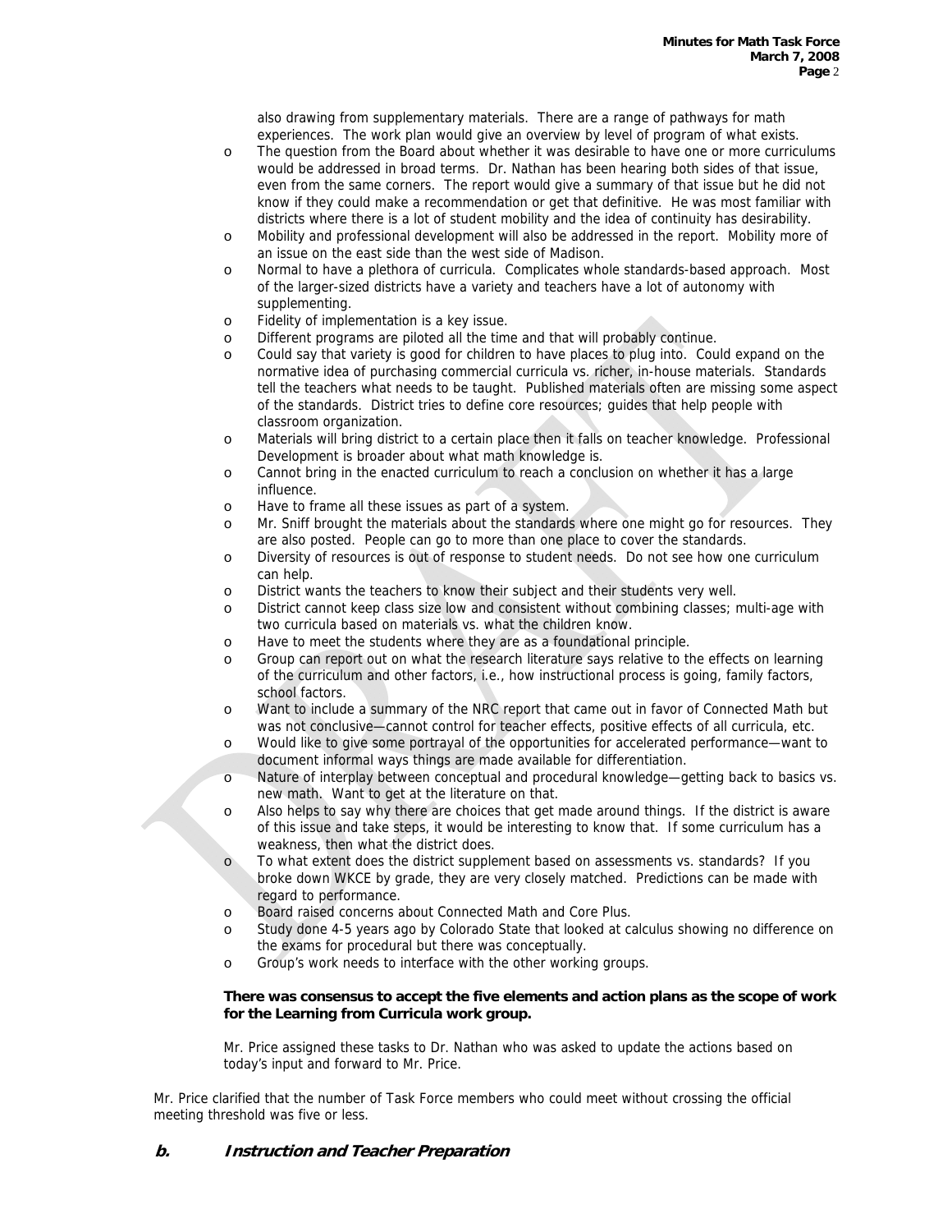also drawing from supplementary materials. There are a range of pathways for math experiences. The work plan would give an overview by level of program of what exists.

- The question from the Board about whether it was desirable to have one or more curriculums would be addressed in broad terms. Dr. Nathan has been hearing both sides of that issue, even from the same corners. The report would give a summary of that issue but he did not know if they could make a recommendation or get that definitive. He was most familiar with districts where there is a lot of student mobility and the idea of continuity has desirability.
- Mobility and professional development will also be addressed in the report. Mobility more of an issue on the east side than the west side of Madison.
- Normal to have a plethora of curricula. Complicates whole standards-based approach. Most of the larger-sized districts have a variety and teachers have a lot of autonomy with supplementing.
- Fidelity of implementation is a key issue.
- Different programs are piloted all the time and that will probably continue.
- Could say that variety is good for children to have places to plug into. Could expand on the normative idea of purchasing commercial curricula vs. richer, in-house materials. Standards tell the teachers what needs to be taught. Published materials often are missing some aspect of the standards. District tries to define core resources; guides that help people with classroom organization.
- Materials will bring district to a certain place then it falls on teacher knowledge. Professional Development is broader about what math knowledge is.
- Cannot bring in the enacted curriculum to reach a conclusion on whether it has a large influence.
- Have to frame all these issues as part of a system.
- Mr. Sniff brought the materials about the standards where one might go for resources. They are also posted. People can go to more than one place to cover the standards.
- Diversity of resources is out of response to student needs. Do not see how one curriculum can help.
- District wants the teachers to know their subject and their students very well.
- District cannot keep class size low and consistent without combining classes; multi-age with two curricula based on materials vs. what the children know.
- Have to meet the students where they are as a foundational principle.
- Group can report out on what the research literature says relative to the effects on learning of the curriculum and other factors, i.e., how instructional process is going, family factors, school factors.
- Want to include a summary of the NRC report that came out in favor of Connected Math but was not conclusive—cannot control for teacher effects, positive effects of all curricula, etc.
- Would like to give some portrayal of the opportunities for accelerated performance—want to document informal ways things are made available for differentiation.
- Nature of interplay between conceptual and procedural knowledge—getting back to basics vs. new math. Want to get at the literature on that.
- Also helps to say why there are choices that get made around things. If the district is aware of this issue and take steps, it would be interesting to know that. If some curriculum has a weakness, then what the district does.
- To what extent does the district supplement based on assessments vs. standards? If you broke down WKCE by grade, they are very closely matched. Predictions can be made with regard to performance.
- Board raised concerns about Connected Math and Core Plus.
- Study done 4-5 years ago by Colorado State that looked at calculus showing no difference on the exams for procedural but there was conceptually.
- Group's work needs to interface with the other working groups.

**There was consensus to accept the five elements and action plans as the scope of work for the Learning from Curricula work group.**

Mr. Price assigned these tasks to Dr. Nathan who was asked to update the actions based on today's input and forward to Mr. Price.

Mr. Price clarified that the number of Task Force members who could meet without crossing the official meeting threshold was five or less.

### *b. Instruction and Teacher Preparation*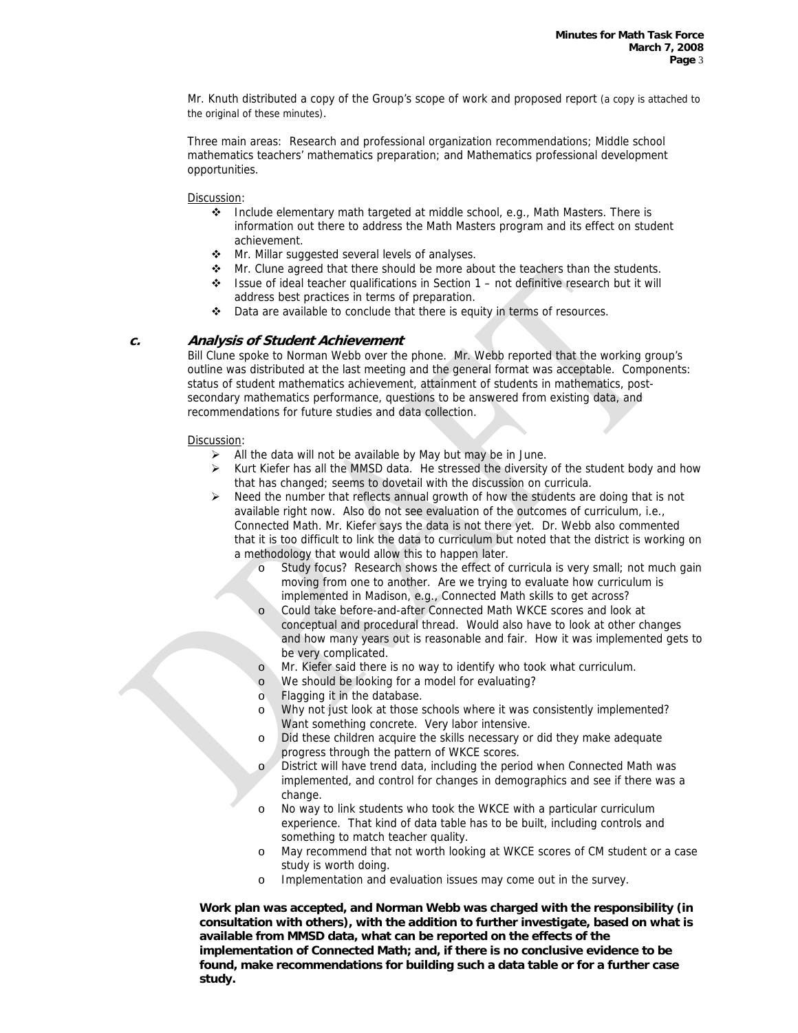Mr. Knuth distributed a copy of the Group's scope of work and proposed report (a copy is attached to the original of these minutes).

Three main areas: Research and professional organization recommendations; Middle school mathematics teachers' mathematics preparation; and Mathematics professional development opportunities.

Discussion:

- Include elementary math targeted at middle school, e.g., Math Masters. There is information out there to address the Math Masters program and its effect on student achievement.
- Mr. Millar suggested several levels of analyses.
- Mr. Clune agreed that there should be more about the teachers than the students.
- Issue of ideal teacher qualifications in Section 1 – not definitive research but it will address best practices in terms of preparation.
- Data are available to conclude that there is equity in terms of resources.

**c. *Analysis of Student Achievement***

Bill Clune spoke to Norman Webb over the phone. Mr. Webb reported that the working group's outline was distributed at the last meeting and the general format was acceptable. Components: status of student mathematics achievement, attainment of students in mathematics, post-secondary mathematics performance, questions to be answered from existing data, and recommendations for future studies and data collection.

Discussion:

- All the data will not be available by May but may be in June.
- Kurt Kiefer has all the MMSD data. He stressed the diversity of the student body and how that has changed; seems to dovetail with the discussion on curricula.
- Need the number that reflects annual growth of how the students are doing that is not available right now. Also do not see evaluation of the outcomes of curriculum, i.e., Connected Math. Mr. Kiefer says the data is not there yet. Dr. Webb also commented that it is too difficult to link the data to curriculum but noted that the district is working on a methodology that would allow this to happen later.
  - Study focus? Research shows the effect of curricula is very small; not much gain moving from one to another. Are we trying to evaluate how curriculum is implemented in Madison, e.g., Connected Math skills to get across?
  - Could take before-and-after Connected Math WKCE scores and look at conceptual and procedural thread. Would also have to look at other changes and how many years out is reasonable and fair. How it was implemented gets to be very complicated.
  - Mr. Kiefer said there is no way to identify who took what curriculum.
  - We should be looking for a model for evaluating?
  - Flagging it in the database.
  - Why not just look at those schools where it was consistently implemented? Want something concrete. Very labor intensive.
  - Did these children acquire the skills necessary or did they make adequate progress through the pattern of WKCE scores.
  - District will have trend data, including the period when Connected Math was implemented, and control for changes in demographics and see if there was a change.
  - No way to link students who took the WKCE with a particular curriculum experience. That kind of data table has to be built, including controls and something to match teacher quality.
  - May recommend that not worth looking at WKCE scores of CM student or a case study is worth doing.
  - Implementation and evaluation issues may come out in the survey.

**Work plan was accepted, and Norman Webb was charged with the responsibility (in consultation with others), with the addition to further investigate, based on what is available from MMSD data, what can be reported on the effects of the implementation of Connected Math; and, if there is no conclusive evidence to be found, make recommendations for building such a data table or for a further case study.**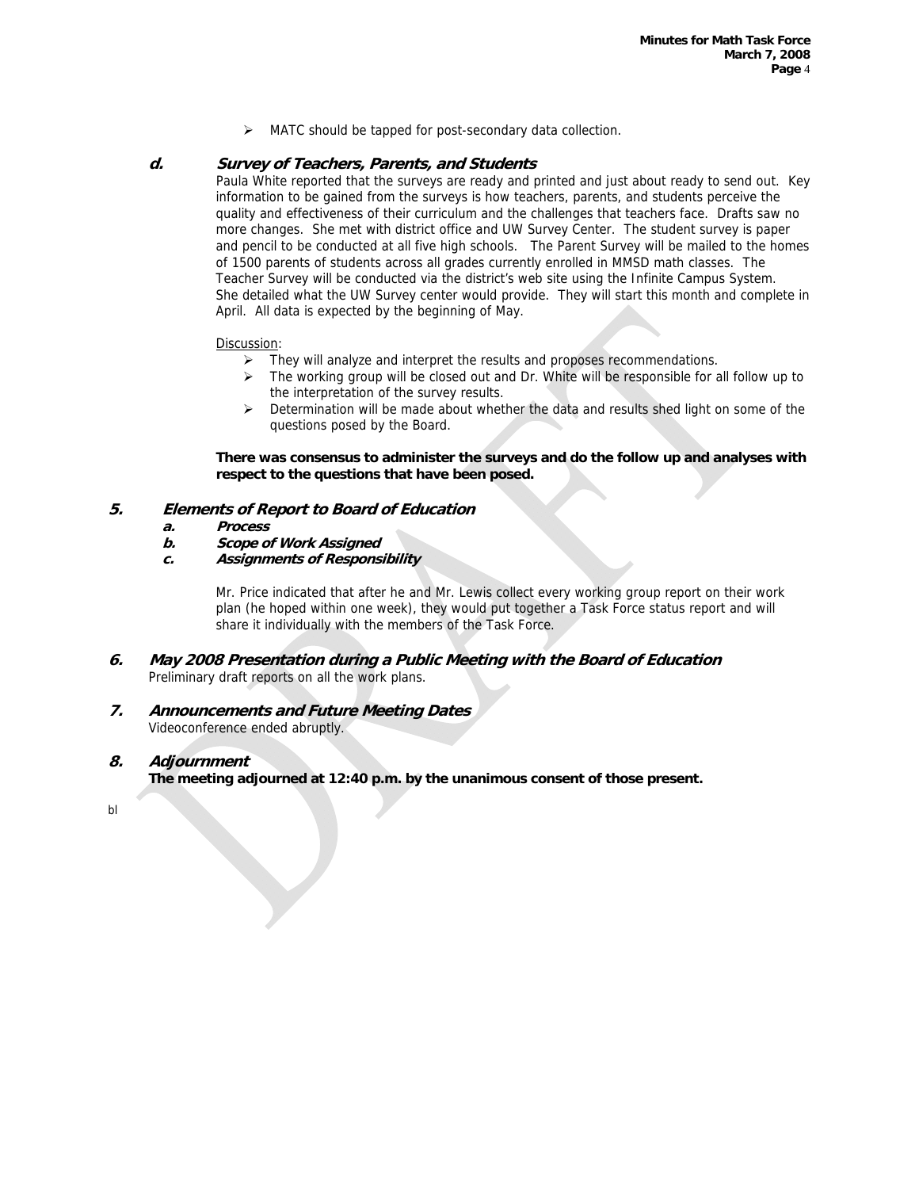- MATC should be tapped for post-secondary data collection.

### d. *Survey of Teachers, Parents, and Students*

Paula White reported that the surveys are ready and printed and just about ready to send out. Key information to be gained from the surveys is how teachers, parents, and students perceive the quality and effectiveness of their curriculum and the challenges that teachers face. Drafts saw no more changes. She met with district office and UW Survey Center. The student survey is paper and pencil to be conducted at all five high schools. The Parent Survey will be mailed to the homes of 1500 parents of students across all grades currently enrolled in MMSD math classes. The Teacher Survey will be conducted via the district's web site using the Infinite Campus System. She detailed what the UW Survey center would provide. They will start this month and complete in April. All data is expected by the beginning of May.

Discussion:

- They will analyze and interpret the results and proposes recommendations.
- The working group will be closed out and Dr. White will be responsible for all follow up to the interpretation of the survey results.
- Determination will be made about whether the data and results shed light on some of the questions posed by the Board.

**There was consensus to administer the surveys and do the follow up and analyses with respect to the questions that have been posed.**

## 5. *Elements of Report to Board of Education*

**a.** ***Process***
**b.** ***Scope of Work Assigned***
**c.** ***Assignments of Responsibility***

Mr. Price indicated that after he and Mr. Lewis collect every working group report on their work plan (he hoped within one week), they would put together a Task Force status report and will share it individually with the members of the Task Force.

## 6. *May 2008 Presentation during a Public Meeting with the Board of Education*

Preliminary draft reports on all the work plans.

## 7. *Announcements and Future Meeting Dates*

Videoconference ended abruptly.

## 8. *Adjournment*

**The meeting adjourned at 12:40 p.m. by the unanimous consent of those present.**

bl